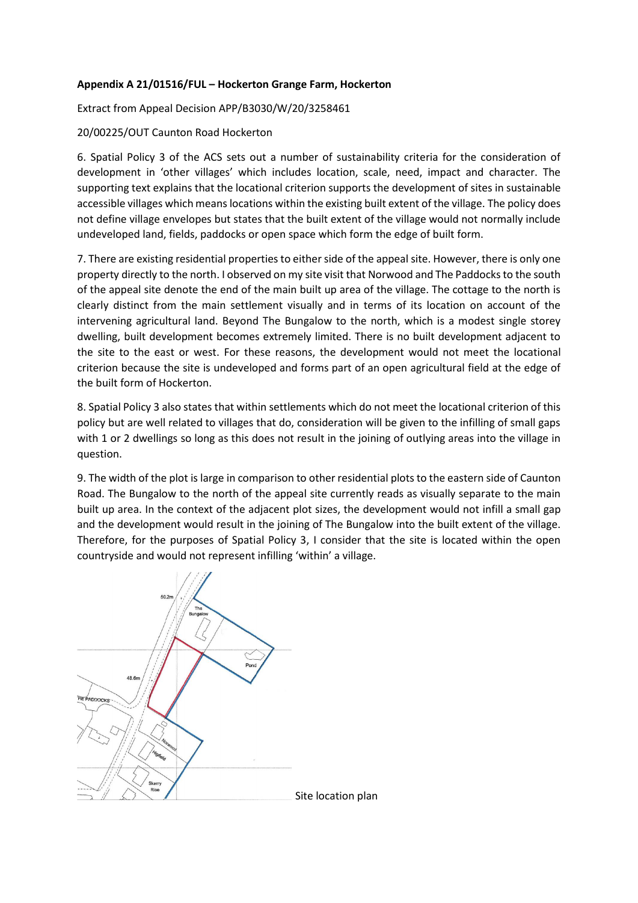**Appendix A 21/01516/FUL – Hockerton Grange Farm, Hockerton**

Extract from Appeal Decision APP/B3030/W/20/3258461

20/00225/OUT Caunton Road Hockerton

6. Spatial Policy 3 of the ACS sets out a number of sustainability criteria for the consideration of development in 'other villages' which includes location, scale, need, impact and character. The supporting text explains that the locational criterion supports the development of sites in sustainable accessible villages which means locations within the existing built extent of the village. The policy does not define village envelopes but states that the built extent of the village would not normally include undeveloped land, fields, paddocks or open space which form the edge of built form.

7. There are existing residential properties to either side of the appeal site. However, there is only one property directly to the north. I observed on my site visit that Norwood and The Paddocks to the south of the appeal site denote the end of the main built up area of the village. The cottage to the north is clearly distinct from the main settlement visually and in terms of its location on account of the intervening agricultural land. Beyond The Bungalow to the north, which is a modest single storey dwelling, built development becomes extremely limited. There is no built development adjacent to the site to the east or west. For these reasons, the development would not meet the locational criterion because the site is undeveloped and forms part of an open agricultural field at the edge of the built form of Hockerton.

8. Spatial Policy 3 also states that within settlements which do not meet the locational criterion of this policy but are well related to villages that do, consideration will be given to the infilling of small gaps with 1 or 2 dwellings so long as this does not result in the joining of outlying areas into the village in question.

9. The width of the plot is large in comparison to other residential plots to the eastern side of Caunton Road. The Bungalow to the north of the appeal site currently reads as visually separate to the main built up area. In the context of the adjacent plot sizes, the development would not infill a small gap and the development would result in the joining of The Bungalow into the built extent of the village. Therefore, for the purposes of Spatial Policy 3, I consider that the site is located within the open countryside and would not represent infilling 'within' a village.

Site location plan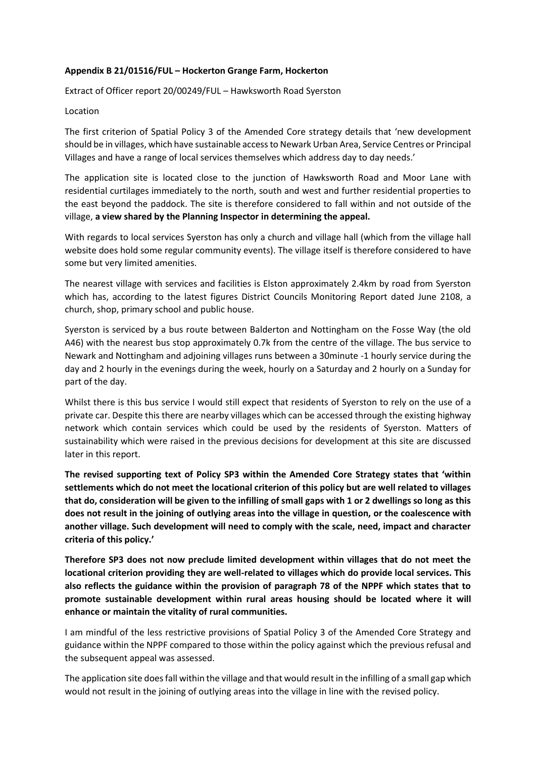**Appendix B 21/01516/FUL – Hockerton Grange Farm, Hockerton**

Extract of Officer report 20/00249/FUL – Hawksworth Road Syerston

Location

The first criterion of Spatial Policy 3 of the Amended Core strategy details that 'new development should be in villages, which have sustainable access to Newark Urban Area, Service Centres or Principal Villages and have a range of local services themselves which address day to day needs.'

The application site is located close to the junction of Hawksworth Road and Moor Lane with residential curtilages immediately to the north, south and west and further residential properties to the east beyond the paddock. The site is therefore considered to fall within and not outside of the village, **a view shared by the Planning Inspector in determining the appeal.**

With regards to local services Syerston has only a church and village hall (which from the village hall website does hold some regular community events). The village itself is therefore considered to have some but very limited amenities.

The nearest village with services and facilities is Elston approximately 2.4km by road from Syerston which has, according to the latest figures District Councils Monitoring Report dated June 2108, a church, shop, primary school and public house.

Syerston is serviced by a bus route between Balderton and Nottingham on the Fosse Way (the old A46) with the nearest bus stop approximately 0.7k from the centre of the village. The bus service to Newark and Nottingham and adjoining villages runs between a 30minute -1 hourly service during the day and 2 hourly in the evenings during the week, hourly on a Saturday and 2 hourly on a Sunday for part of the day.

Whilst there is this bus service I would still expect that residents of Syerston to rely on the use of a private car. Despite this there are nearby villages which can be accessed through the existing highway network which contain services which could be used by the residents of Syerston. Matters of sustainability which were raised in the previous decisions for development at this site are discussed later in this report.

**The revised supporting text of Policy SP3 within the Amended Core Strategy states that 'within settlements which do not meet the locational criterion of this policy but are well related to villages that do, consideration will be given to the infilling of small gaps with 1 or 2 dwellings so long as this does not result in the joining of outlying areas into the village in question, or the coalescence with another village. Such development will need to comply with the scale, need, impact and character criteria of this policy.'**

**Therefore SP3 does not now preclude limited development within villages that do not meet the locational criterion providing they are well-related to villages which do provide local services. This also reflects the guidance within the provision of paragraph 78 of the NPPF which states that to promote sustainable development within rural areas housing should be located where it will enhance or maintain the vitality of rural communities.**

I am mindful of the less restrictive provisions of Spatial Policy 3 of the Amended Core Strategy and guidance within the NPPF compared to those within the policy against which the previous refusal and the subsequent appeal was assessed.

The application site does fall within the village and that would result in the infilling of a small gap which would not result in the joining of outlying areas into the village in line with the revised policy.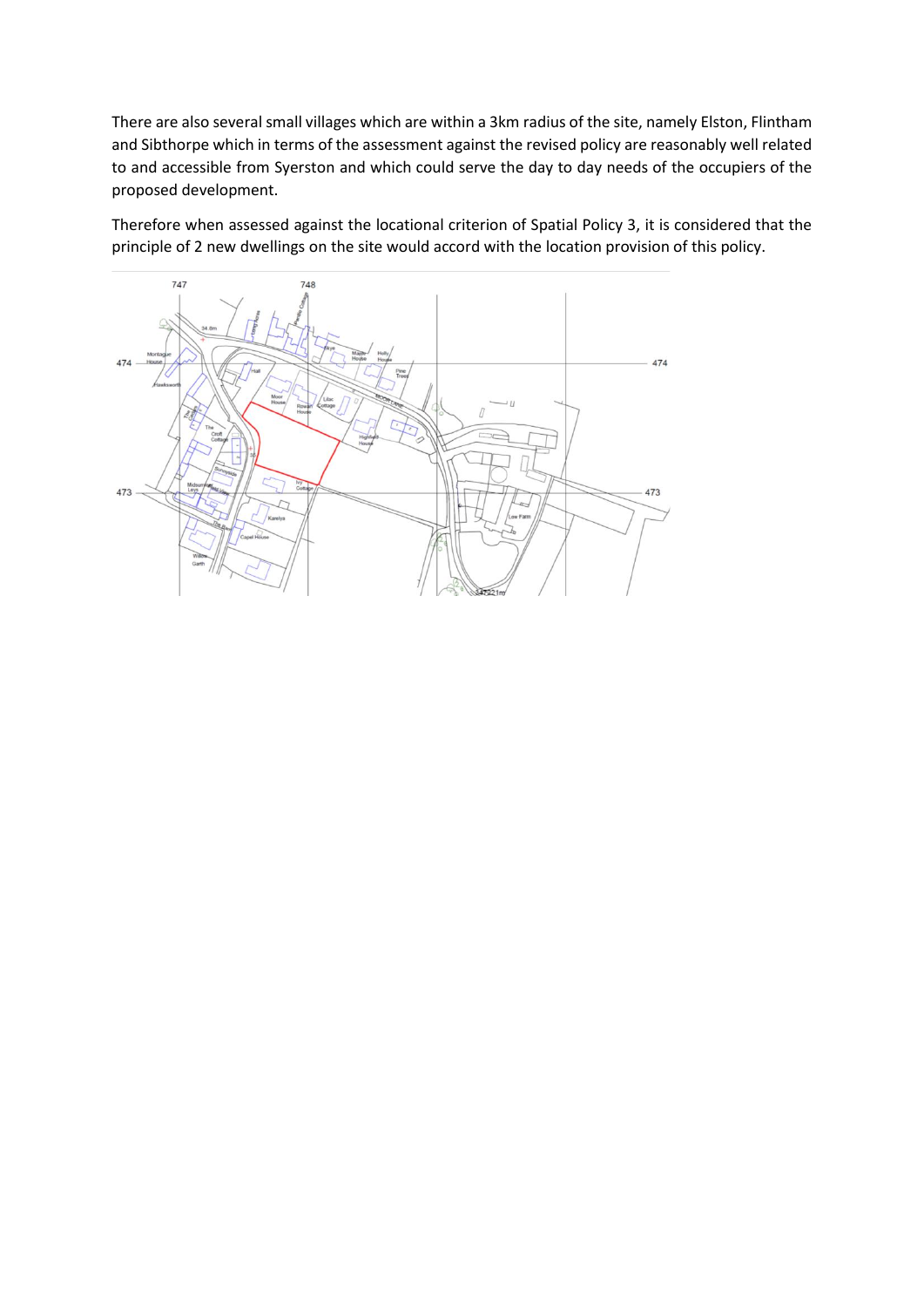There are also several small villages which are within a 3km radius of the site, namely Elston, Flintham and Sibthorpe which in terms of the assessment against the revised policy are reasonably well related to and accessible from Syerston and which could serve the day to day needs of the occupiers of the proposed development.

Therefore when assessed against the locational criterion of Spatial Policy 3, it is considered that the principle of 2 new dwellings on the site would accord with the location provision of this policy.